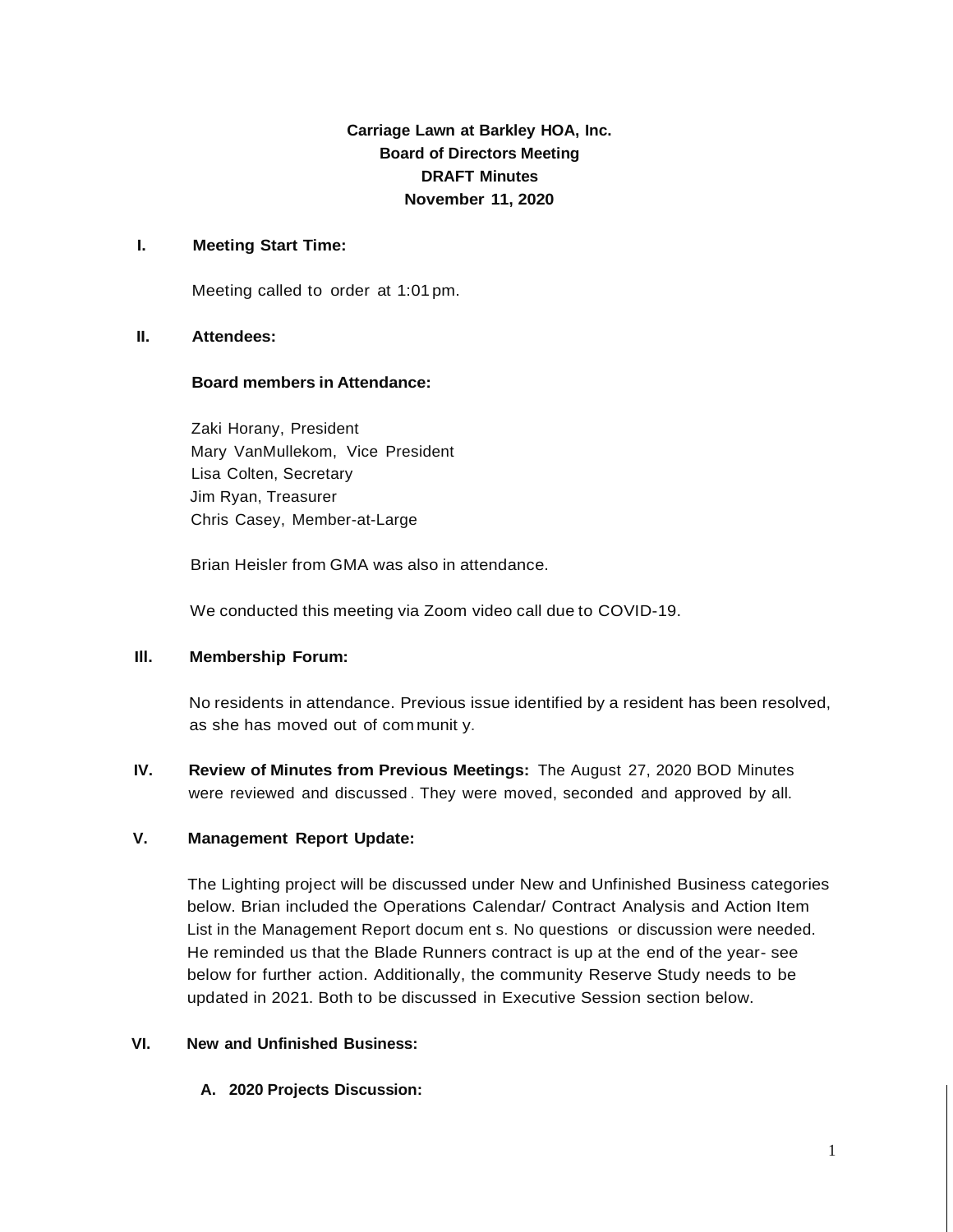**Carriage Lawn at Barkley HOA, Inc.**
**Board of Directors Meeting**
**DRAFT Minutes**
**November 11, 2020**

**I. Meeting Start Time:**

Meeting called to order at 1:01 pm.

**II. Attendees:**

**Board members in Attendance:**

Zaki Horany, President
Mary VanMullekom, Vice President
Lisa Colten, Secretary
Jim Ryan, Treasurer
Chris Casey, Member-at-Large

Brian Heisler from GMA was also in attendance.

We conducted this meeting via Zoom video call due to COVID-19.

**III. Membership Forum:**

No residents in attendance. Previous issue identified by a resident has been resolved, as she has moved out of community.

**IV. Review of Minutes from Previous Meetings:** The August 27, 2020 BOD Minutes were reviewed and discussed. They were moved, seconded and approved by all.

**V. Management Report Update:**

The Lighting project will be discussed under New and Unfinished Business categories below. Brian included the Operations Calendar/ Contract Analysis and Action Item List in the Management Report documents. No questions or discussion were needed. He reminded us that the Blade Runners contract is up at the end of the year- see below for further action. Additionally, the community Reserve Study needs to be updated in 2021. Both to be discussed in Executive Session section below.

**VI. New and Unfinished Business:**

**A. 2020 Projects Discussion:**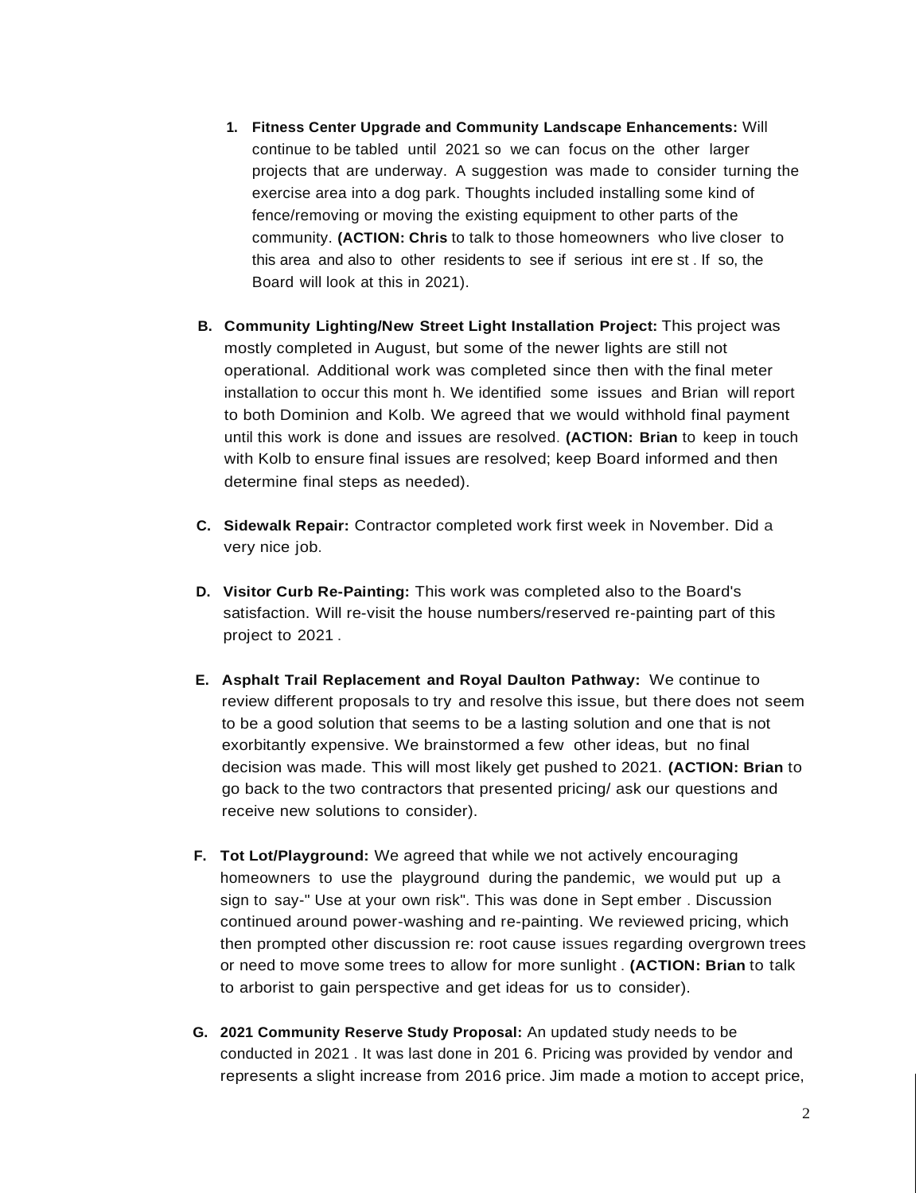1. **Fitness Center Upgrade and Community Landscape Enhancements:** Will continue to be tabled until 2021 so we can focus on the other larger projects that are underway. A suggestion was made to consider turning the exercise area into a dog park. Thoughts included installing some kind of fence/removing or moving the existing equipment to other parts of the community. **(ACTION: Chris** to talk to those homeowners who live closer to this area and also to other residents to see if serious int ere st . If so, the Board will look at this in 2021).

**B. Community Lighting/New Street Light Installation Project:** This project was mostly completed in August, but some of the newer lights are still not operational. Additional work was completed since then with the final meter installation to occur this mont h. We identified some issues and Brian will report to both Dominion and Kolb. We agreed that we would withhold final payment until this work is done and issues are resolved. **(ACTION: Brian** to keep in touch with Kolb to ensure final issues are resolved; keep Board informed and then determine final steps as needed).

**C. Sidewalk Repair:** Contractor completed work first week in November. Did a very nice job.

**D. Visitor Curb Re-Painting:** This work was completed also to the Board's satisfaction. Will re-visit the house numbers/reserved re-painting part of this project to 2021 .

**E. Asphalt Trail Replacement and Royal Daulton Pathway:** We continue to review different proposals to try and resolve this issue, but there does not seem to be a good solution that seems to be a lasting solution and one that is not exorbitantly expensive. We brainstormed a few other ideas, but no final decision was made. This will most likely get pushed to 2021. **(ACTION: Brian** to go back to the two contractors that presented pricing/ ask our questions and receive new solutions to consider).

**F. Tot Lot/Playground:** We agreed that while we not actively encouraging homeowners to use the playground during the pandemic, we would put up a sign to say-" Use at your own risk". This was done in Sept ember . Discussion continued around power-washing and re-painting. We reviewed pricing, which then prompted other discussion re: root cause issues regarding overgrown trees or need to move some trees to allow for more sunlight . **(ACTION: Brian** to talk to arborist to gain perspective and get ideas for us to consider).

**G. 2021 Community Reserve Study Proposal:** An updated study needs to be conducted in 2021 . It was last done in 201 6. Pricing was provided by vendor and represents a slight increase from 2016 price. Jim made a motion to accept price,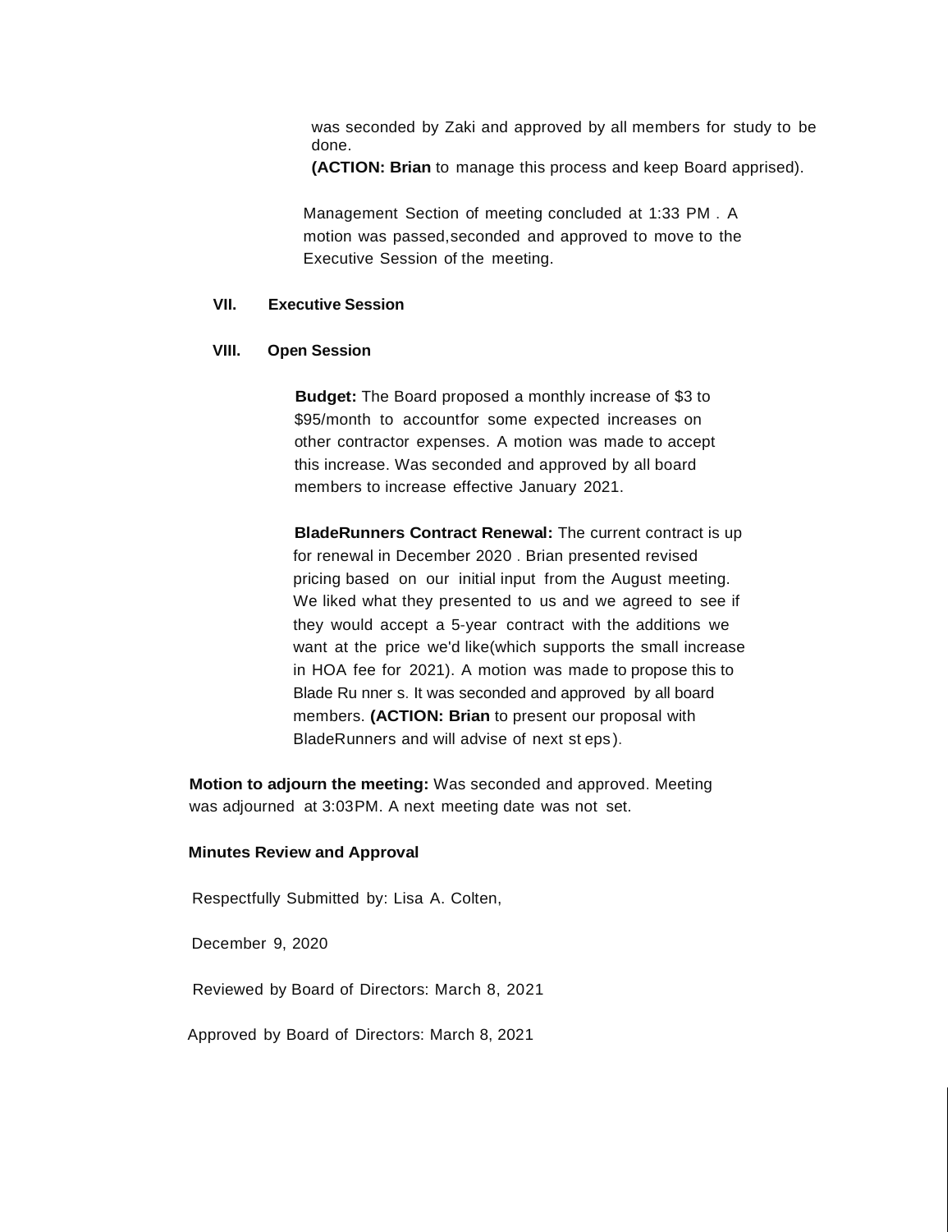was seconded by Zaki and approved by all members for study to be done.

**(ACTION: Brian** to manage this process and keep Board apprised).

Management Section of meeting concluded at 1:33 PM . A motion was passed,seconded and approved to move to the Executive Session of the meeting.

**VII. Executive Session**

**VIII. Open Session**

**Budget:** The Board proposed a monthly increase of $3 to $95/month to accountfor some expected increases on other contractor expenses. A motion was made to accept this increase. Was seconded and approved by all board members to increase effective January 2021.

**BladeRunners Contract Renewal:** The current contract is up for renewal in December 2020 . Brian presented revised pricing based on our initial input from the August meeting. We liked what they presented to us and we agreed to see if they would accept a 5-year contract with the additions we want at the price we'd like(which supports the small increase in HOA fee for 2021). A motion was made to propose this to Blade Ru nner s. It was seconded and approved by all board members. **(ACTION: Brian** to present our proposal with BladeRunners and will advise of next st eps).

**Motion to adjourn the meeting:** Was seconded and approved. Meeting was adjourned at 3:03PM. A next meeting date was not set.

**Minutes Review and Approval**

Respectfully Submitted by: Lisa A. Colten,

December 9, 2020

Reviewed by Board of Directors: March 8, 2021

Approved by Board of Directors: March 8, 2021